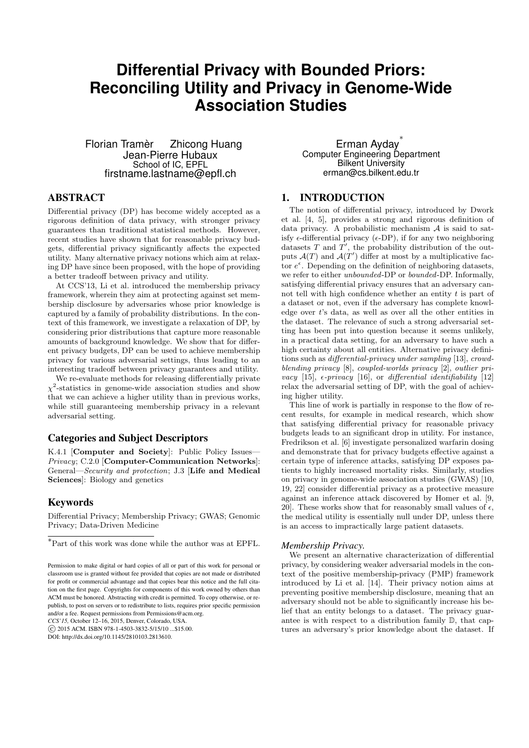# Differential Privacy with Bounded Priors: Reconciling Utility and Privacy in Genome-Wide Association Studies

Florian Tramèr Zhicong Huang Jean-Pierre Hubaux
School of IC, EPFL
firstname.lastname@epfl.ch

Erman Ayday[*]
Computer Engineering Department
Bilkent University
erman@cs.bilkent.edu.tr

## ABSTRACT

Differential privacy (DP) has become widely accepted as a rigorous definition of data privacy, with stronger privacy guarantees than traditional statistical methods. However, recent studies have shown that for reasonable privacy budgets, differential privacy significantly affects the expected utility. Many alternative privacy notions which aim at relaxing DP have since been proposed, with the hope of providing a better tradeoff between privacy and utility.

At CCS'13, Li et al. introduced the membership privacy framework, wherein they aim at protecting against set membership disclosure by adversaries whose prior knowledge is captured by a family of probability distributions. In the context of this framework, we investigate a relaxation of DP, by considering prior distributions that capture more reasonable amounts of background knowledge. We show that for different privacy budgets, DP can be used to achieve membership privacy for various adversarial settings, thus leading to an interesting tradeoff between privacy guarantees and utility.

We re-evaluate methods for releasing differentially private $\chi^2$-statistics in genome-wide association studies and show that we can achieve a higher utility than in previous works, while still guaranteeing membership privacy in a relevant adversarial setting.

### Categories and Subject Descriptors

K.4.1 [**Computer and Society**]: Public Policy Issues—*Privacy*; C.2.0 [**Computer-Communication Networks**]: General—*Security and protection*; J.3 [**Life and Medical Sciences**]: Biology and genetics

### Keywords

Differential Privacy; Membership Privacy; GWAS; Genomic Privacy; Data-Driven Medicine

[*]Part of this work was done while the author was at EPFL.

Permission to make digital or hard copies of all or part of this work for personal or classroom use is granted without fee provided that copies are not made or distributed for profit or commercial advantage and that copies bear this notice and the full citation on the first page. Copyrights for components of this work owned by others than ACM must be honored. Abstracting with credit is permitted. To copy otherwise, or republish, to post on servers or to redistribute to lists, requires prior specific permission and/or a fee. Request permissions from Permissions@acm.org.
*CCS'15,* October 12–16, 2015, Denver, Colorado, USA.
© 2015 ACM. ISBN 978-1-4503-3832-5/15/10 ...$15.00.
DOI: http://dx.doi.org/10.1145/2810103.2813610.

## 1. INTRODUCTION

The notion of differential privacy, introduced by Dwork et al. [4, 5], provides a strong and rigorous definition of data privacy. A probabilistic mechanism $\mathcal{A}$ is said to satisfy $\epsilon$-differential privacy ($\epsilon$-DP), if for any two neighboring datasets $T$ and $T'$, the probability distribution of the outputs $\mathcal{A}(T)$ and $\mathcal{A}(T')$ differ at most by a multiplicative factor $e^{\epsilon}$. Depending on the definition of neighboring datasets, we refer to either *unbounded*-DP or *bounded*-DP. Informally, satisfying differential privacy ensures that an adversary cannot tell with high confidence whether an entity $t$ is part of a dataset or not, even if the adversary has complete knowledge over $t$'s data, as well as over all the other entities in the dataset. The relevance of such a strong adversarial setting has been put into question because it seems unlikely, in a practical data setting, for an adversary to have such a high certainty about all entities. Alternative privacy definitions such as *differential-privacy under sampling* [13], *crowd-blending privacy* [8], *coupled-worlds privacy* [2], *outlier privacy* [15], *$\epsilon$-privacy* [16], or *differential identifiability* [12] relax the adversarial setting of DP, with the goal of achieving higher utility.

This line of work is partially in response to the flow of recent results, for example in medical research, which show that satisfying differential privacy for reasonable privacy budgets leads to an significant drop in utility. For instance, Fredrikson et al. [6] investigate personalized warfarin dosing and demonstrate that for privacy budgets effective against a certain type of inference attacks, satisfying DP exposes patients to highly increased mortality risks. Similarly, studies on privacy in genome-wide association studies (GWAS) [10, 19, 22] consider differential privacy as a protective measure against an inference attack discovered by Homer et al. [9, 20]. These works show that for reasonably small values of $\epsilon$, the medical utility is essentially null under DP, unless there is an access to impractically large patient datasets.

### *Membership Privacy.*

We present an alternative characterization of differential privacy, by considering weaker adversarial models in the context of the positive membership-privacy (PMP) framework introduced by Li et al. [14]. Their privacy notion aims at preventing positive membership disclosure, meaning that an adversary should not be able to significantly increase his belief that an entity belongs to a dataset. The privacy guarantee is with respect to a distribution family $\mathbb{D}$, that captures an adversary's prior knowledge about the dataset. If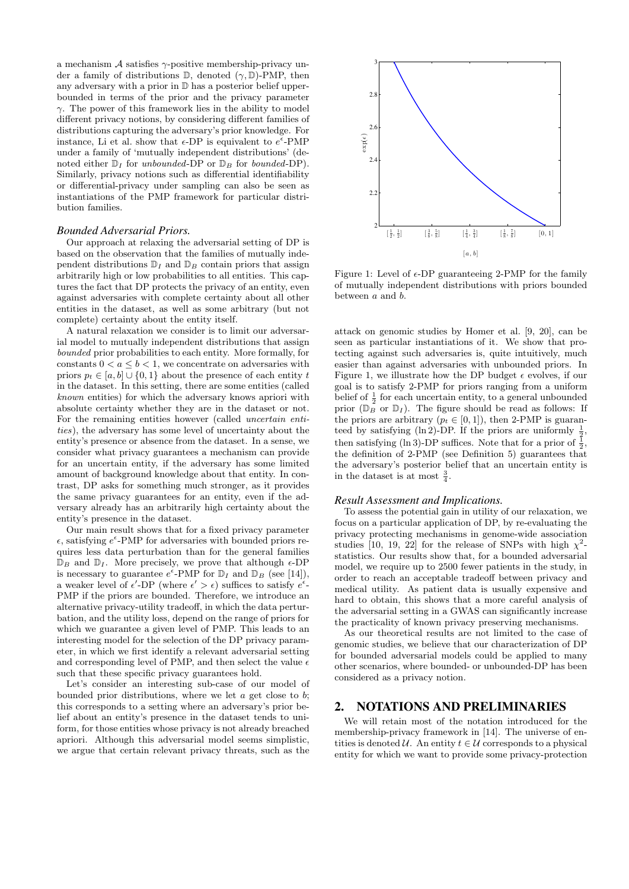a mechanism $\mathcal{A}$ satisfies $\gamma$-positive membership-privacy under a family of distributions $\mathbb{D}$, denoted $(\gamma, \mathbb{D})$-PMP, then any adversary with a prior in $\mathbb{D}$ has a posterior belief upper-bounded in terms of the prior and the privacy parameter $\gamma$. The power of this framework lies in the ability to model different privacy notions, by considering different families of distributions capturing the adversary's prior knowledge. For instance, Li et al. show that $\epsilon$-DP is equivalent to $e^{\epsilon}$-PMP under a family of 'mutually independent distributions' (denoted either $\mathbb{D}_I$ for *unbounded*-DP or $\mathbb{D}_B$ for *bounded*-DP). Similarly, privacy notions such as differential identifiability or differential-privacy under sampling can also be seen as instantiations of the PMP framework for particular distribution families.

### *Bounded Adversarial Priors.*

Our approach at relaxing the adversarial setting of DP is based on the observation that the families of mutually independent distributions $\mathbb{D}_I$ and $\mathbb{D}_B$ contain priors that assign arbitrarily high or low probabilities to all entities. This captures the fact that DP protects the privacy of an entity, even against adversaries with complete certainty about all other entities in the dataset, as well as some arbitrary (but not complete) certainty about the entity itself.

A natural relaxation we consider is to limit our adversarial model to mutually independent distributions that assign *bounded* prior probabilities to each entity. More formally, for constants $0 < a \leq b < 1$, we concentrate on adversaries with priors $p_t \in [a, b] \cup \{0, 1\}$ about the presence of each entity $t$ in the dataset. In this setting, there are some entities (called *known* entities) for which the adversary knows apriori with absolute certainty whether they are in the dataset or not. For the remaining entities however (called *uncertain entities*), the adversary has some level of uncertainty about the entity's presence or absence from the dataset. In a sense, we consider what privacy guarantees a mechanism can provide for an uncertain entity, if the adversary has some limited amount of background knowledge about that entity. In contrast, DP asks for something much stronger, as it provides the same privacy guarantees for an entity, even if the adversary already has an arbitrarily high certainty about the entity's presence in the dataset.

Our main result shows that for a fixed privacy parameter $\epsilon$, satisfying $e^{\epsilon}$-PMP for adversaries with bounded priors requires less data perturbation than for the general families $\mathbb{D}_B$ and $\mathbb{D}_I$. More precisely, we prove that although $\epsilon$-DP is necessary to guarantee $e^{\epsilon}$-PMP for $\mathbb{D}_I$ and $\mathbb{D}_B$ (see [14]), a weaker level of $\epsilon'$-DP (where $\epsilon' > \epsilon$) suffices to satisfy $e^{\epsilon}$-PMP if the priors are bounded. Therefore, we introduce an alternative privacy-utility tradeoff, in which the data perturbation, and the utility loss, depend on the range of priors for which we guarantee a given level of PMP. This leads to an interesting model for the selection of the DP privacy parameter, in which we first identify a relevant adversarial setting and corresponding level of PMP, and then select the value $\epsilon$ such that these specific privacy guarantees hold.

Let's consider an interesting sub-case of our model of bounded prior distributions, where we let $a$ get close to $b$; this corresponds to a setting where an adversary's prior belief about an entity's presence in the dataset tends to uniform, for those entities whose privacy is not already breached apriori. Although this adversarial model seems simplistic, we argue that certain relevant privacy threats, such as the attack on genomic studies by Homer et al. [9, 20], can be seen as particular instantiations of it. We show that protecting against such adversaries is, quite intuitively, much easier than against adversaries with unbounded priors. In Figure 1, we illustrate how the DP budget $\epsilon$ evolves, if our goal is to satisfy 2-PMP for priors ranging from a uniform belief of $\frac{1}{2}$ for each uncertain entity, to a general unbounded prior ($\mathbb{D}_B$ or $\mathbb{D}_I$). The figure should be read as follows: If the priors are arbitrary ($p_t \in [0, 1]$), then 2-PMP is guaranteed by satisfying $(\ln 2)$-DP. If the priors are uniformly $\frac{1}{2}$, then satisfying $(\ln 3)$-DP suffices. Note that for a prior of $\frac{1}{2}$, the definition of 2-PMP (see Definition 5) guarantees that the adversary's posterior belief that an uncertain entity is in the dataset is at most $\frac{3}{4}$.

Figure 1: Level of $\epsilon$-DP guaranteeing 2-PMP for the family of mutually independent distributions with priors bounded between $a$ and $b$.

### *Result Assessment and Implications.*

To assess the potential gain in utility of our relaxation, we focus on a particular application of DP, by re-evaluating the privacy protecting mechanisms in genome-wide association studies [10, 19, 22] for the release of SNPs with high $\chi^2$-statistics. Our results show that, for a bounded adversarial model, we require up to 2500 fewer patients in the study, in order to reach an acceptable tradeoff between privacy and medical utility. As patient data is usually expensive and hard to obtain, this shows that a more careful analysis of the adversarial setting in a GWAS can significantly increase the practicality of known privacy preserving mechanisms.

As our theoretical results are not limited to the case of genomic studies, we believe that our characterization of DP for bounded adversarial models could be applied to many other scenarios, where bounded- or unbounded-DP has been considered as a privacy notion.

## 2. NOTATIONS AND PRELIMINARIES

We will retain most of the notation introduced for the membership-privacy framework in [14]. The universe of entities is denoted $\mathcal{U}$. An entity $t \in \mathcal{U}$ corresponds to a physical entity for which we want to provide some privacy-protection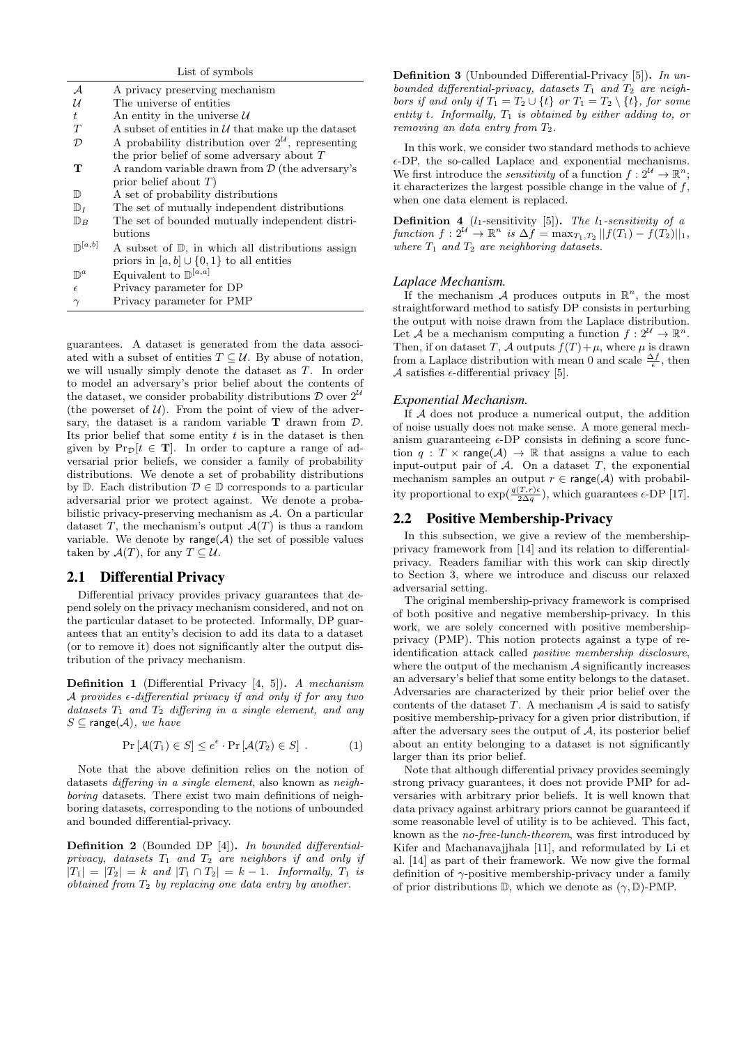List of symbols

| | |
|---|---|
| $\mathcal{A}$ | A privacy preserving mechanism |
| $\mathcal{U}$ | The universe of entities |
| $t$ | An entity in the universe $\mathcal{U}$ |
| $T$ | A subset of entities in $\mathcal{U}$ that make up the dataset |
| $\mathcal{D}$ | A probability distribution over $2^{\mathcal{U}}$, representing the prior belief of some adversary about $T$ |
| $\mathbf{T}$ | A random variable drawn from $\mathcal{D}$ (the adversary's prior belief about $T$) |
| $\mathbb{D}$ | A set of probability distributions |
| $\mathbb{D}_I$ | The set of mutually independent distributions |
| $\mathbb{D}_B$ | The set of bounded mutually independent distributions |
| $\mathbb{D}^{[a,b]}$ | A subset of $\mathbb{D}$, in which all distributions assign priors in $[a,b] \cup \{0,1\}$ to all entities |
| $\mathbb{D}^{a}$ | Equivalent to $\mathbb{D}^{[a,a]}$ |
| $\epsilon$ | Privacy parameter for DP |
| $\gamma$ | Privacy parameter for PMP |

guarantees. A dataset is generated from the data associated with a subset of entities $T \subseteq \mathcal{U}$. By abuse of notation, we will usually simply denote the dataset as $T$. In order to model an adversary's prior belief about the contents of the dataset, we consider probability distributions $\mathcal{D}$ over $2^{\mathcal{U}}$ (the powerset of $\mathcal{U}$). From the point of view of the adversary, the dataset is a random variable $\mathbf{T}$ drawn from $\mathcal{D}$. Its prior belief that some entity $t$ is in the dataset is then given by $\Pr_{\mathcal{D}}[t \in \mathbf{T}]$. In order to capture a range of adversarial prior beliefs, we consider a family of probability distributions. We denote a set of probability distributions by $\mathbb{D}$. Each distribution $\mathcal{D} \in \mathbb{D}$ corresponds to a particular adversarial prior we protect against. We denote a probabilistic privacy-preserving mechanism as $\mathcal{A}$. On a particular dataset $T$, the mechanism's output $\mathcal{A}(T)$ is thus a random variable. We denote by $\mathsf{range}(\mathcal{A})$ the set of possible values taken by $\mathcal{A}(T)$, for any $T \subseteq \mathcal{U}$.

## 2.1 Differential Privacy

Differential privacy provides privacy guarantees that depend solely on the privacy mechanism considered, and not on the particular dataset to be protected. Informally, DP guarantees that an entity's decision to add its data to a dataset (or to remove it) does not significantly alter the output distribution of the privacy mechanism.

**Definition 1** (Differential Privacy [4, 5]). *A mechanism $\mathcal{A}$ provides $\epsilon$-differential privacy if and only if for any two datasets $T_1$ and $T_2$ differing in a single element, and any $S \subseteq \mathsf{range}(\mathcal{A})$, we have*

$$\Pr\left[\mathcal{A}(T_1) \in S\right] \leq e^{\epsilon} \cdot \Pr\left[\mathcal{A}(T_2) \in S\right] \ . \tag{1}$$

Note that the above definition relies on the notion of datasets *differing in a single element*, also known as *neighboring* datasets. There exist two main definitions of neighboring datasets, corresponding to the notions of unbounded and bounded differential-privacy.

**Definition 2** (Bounded DP [4]). *In bounded differential-privacy, datasets $T_1$ and $T_2$ are neighbors if and only if $|T_1| = |T_2| = k$ and $|T_1 \cap T_2| = k-1$. Informally, $T_1$ is obtained from $T_2$ by replacing one data entry by another.*

**Definition 3** (Unbounded Differential-Privacy [5]). *In unbounded differential-privacy, datasets $T_1$ and $T_2$ are neighbors if and only if $T_1 = T_2 \cup \{t\}$ or $T_1 = T_2 \setminus \{t\}$, for some entity $t$. Informally, $T_1$ is obtained by either adding to, or removing an data entry from $T_2$.*

In this work, we consider two standard methods to achieve $\epsilon$-DP, the so-called Laplace and exponential mechanisms. We first introduce the *sensitivity* of a function $f: 2^{\mathcal{U}} \rightarrow \mathbb{R}^n$; it characterizes the largest possible change in the value of $f$, when one data element is replaced.

**Definition 4** ($l_1$-sensitivity [5]). *The $l_1$-sensitivity of a function $f: 2^{\mathcal{U}} \rightarrow \mathbb{R}^n$ is $\Delta f = \max_{T_1,T_2} ||f(T_1) - f(T_2)||_1$, where $T_1$ and $T_2$ are neighboring datasets.*

### *Laplace Mechanism.*

If the mechanism $\mathcal{A}$ produces outputs in $\mathbb{R}^n$, the most straightforward method to satisfy DP consists in perturbing the output with noise drawn from the Laplace distribution. Let $\mathcal{A}$ be a mechanism computing a function $f: 2^{\mathcal{U}} \rightarrow \mathbb{R}^n$. Then, if on dataset $T$, $\mathcal{A}$ outputs $f(T) + \mu$, where $\mu$ is drawn from a Laplace distribution with mean 0 and scale $\frac{\Delta f}{\epsilon}$, then $\mathcal{A}$ satisfies $\epsilon$-differential privacy [5].

### *Exponential Mechanism.*

If $\mathcal{A}$ does not produce a numerical output, the addition of noise usually does not make sense. A more general mechanism guaranteeing $\epsilon$-DP consists in defining a score function $q: T \times \mathsf{range}(\mathcal{A}) \rightarrow \mathbb{R}$ that assigns a value to each input-output pair of $\mathcal{A}$. On a dataset $T$, the exponential mechanism samples an output $r \in \mathsf{range}(\mathcal{A})$ with probability proportional to $\exp(\frac{q(T,r)\epsilon}{2\Delta q})$, which guarantees $\epsilon$-DP [17].

## 2.2 Positive Membership-Privacy

In this subsection, we give a review of the membership-privacy framework from [14] and its relation to differential-privacy. Readers familiar with this work can skip directly to Section 3, where we introduce and discuss our relaxed adversarial setting.

The original membership-privacy framework is comprised of both positive and negative membership-privacy. In this work, we are solely concerned with positive membership-privacy (PMP). This notion protects against a type of re-identification attack called *positive membership disclosure*, where the output of the mechanism $\mathcal{A}$ significantly increases an adversary's belief that some entity belongs to the dataset. Adversaries are characterized by their prior belief over the contents of the dataset $T$. A mechanism $\mathcal{A}$ is said to satisfy positive membership-privacy for a given prior distribution, if after the adversary sees the output of $\mathcal{A}$, its posterior belief about an entity belonging to a dataset is not significantly larger than its prior belief.

Note that although differential privacy provides seemingly strong privacy guarantees, it does not provide PMP for adversaries with arbitrary prior beliefs. It is well known that data privacy against arbitrary priors cannot be guaranteed if some reasonable level of utility is to be achieved. This fact, known as the *no-free-lunch-theorem*, was first introduced by Kifer and Machanavajjhala [11], and reformulated by Li et al. [14] as part of their framework. We now give the formal definition of $\gamma$-positive membership-privacy under a family of prior distributions $\mathbb{D}$, which we denote as $(\gamma, \mathbb{D})$-PMP.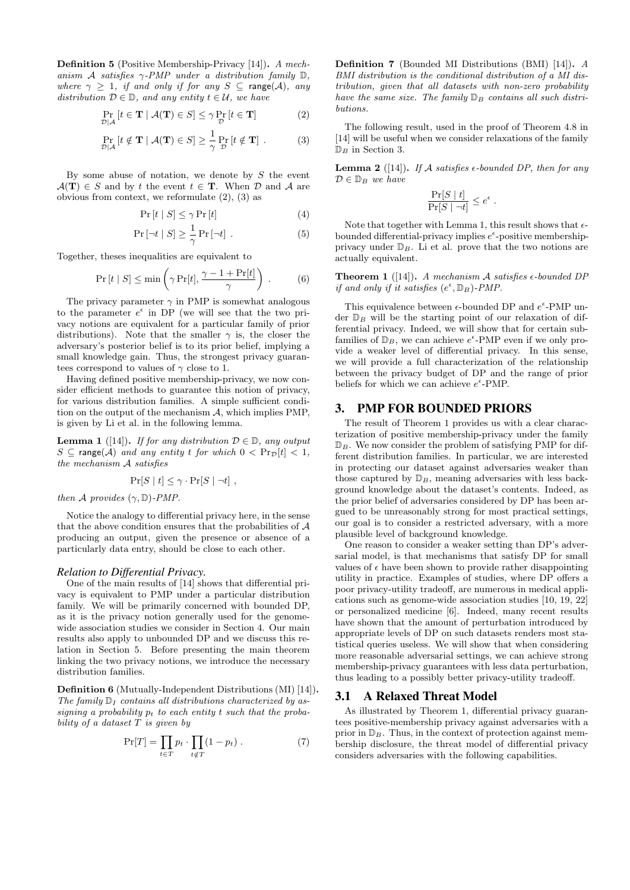**Definition 5** (Positive Membership-Privacy [14])**.** *A mechanism $\mathcal{A}$ satisfies $\gamma$-PMP under a distribution family $\mathbb{D}$, where $\gamma \geq 1$, if and only if for any $S \subseteq$ range($\mathcal{A}$), any distribution $\mathcal{D} \in \mathbb{D}$, and any entity $t \in \mathcal{U}$, we have*

$$\Pr_{\mathcal{D}|\mathcal{A}}[t \in \mathbf{T} \mid \mathcal{A}(\mathbf{T}) \in S] \leq \gamma \Pr_{\mathcal{D}}[t \in \mathbf{T}] \tag{2}$$

$$\Pr_{\mathcal{D}|\mathcal{A}}[t \notin \mathbf{T} \mid \mathcal{A}(\mathbf{T}) \in S] \geq \frac{1}{\gamma} \Pr_{\mathcal{D}}[t \notin \mathbf{T}] \ . \tag{3}$$

By some abuse of notation, we denote by $S$ the event $\mathcal{A}(\mathbf{T}) \in S$ and by $t$ the event $t \in \mathbf{T}$. When $\mathcal{D}$ and $\mathcal{A}$ are obvious from context, we reformulate (2), (3) as

$$\Pr[t \mid S] \leq \gamma \Pr[t] \tag{4}$$

$$\Pr[\neg t \mid S] \geq \frac{1}{\gamma} \Pr[\neg t] \ . \tag{5}$$

Together, theses inequalities are equivalent to

$$\Pr[t \mid S] \leq \min\left(\gamma \Pr[t], \frac{\gamma - 1 + \Pr[t]}{\gamma}\right) \ . \tag{6}$$

The privacy parameter $\gamma$ in PMP is somewhat analogous to the parameter $e^\epsilon$ in DP (we will see that the two privacy notions are equivalent for a particular family of prior distributions). Note that the smaller $\gamma$ is, the closer the adversary's posterior belief is to its prior belief, implying a small knowledge gain. Thus, the strongest privacy guarantees correspond to values of $\gamma$ close to 1.

Having defined positive membership-privacy, we now consider efficient methods to guarantee this notion of privacy, for various distribution families. A simple sufficient condition on the output of the mechanism $\mathcal{A}$, which implies PMP, is given by Li et al. in the following lemma.

**Lemma 1** ([14])**.** *If for any distribution $\mathcal{D} \in \mathbb{D}$, any output $S \subseteq$ range($\mathcal{A}$) and any entity $t$ for which $0 < \Pr_{\mathcal{D}}[t] < 1$, the mechanism $\mathcal{A}$ satisfies*

$$\Pr[S \mid t] \leq \gamma \cdot \Pr[S \mid \neg t] \ ,$$

*then $\mathcal{A}$ provides $(\gamma, \mathbb{D})$-PMP.*

Notice the analogy to differential privacy here, in the sense that the above condition ensures that the probabilities of $\mathcal{A}$ producing an output, given the presence or absence of a particularly data entry, should be close to each other.

#### *Relation to Differential Privacy.*

One of the main results of [14] shows that differential privacy is equivalent to PMP under a particular distribution family. We will be primarily concerned with bounded DP, as it is the privacy notion generally used for the genome-wide association studies we consider in Section 4. Our main results also apply to unbounded DP and we discuss this relation in Section 5. Before presenting the main theorem linking the two privacy notions, we introduce the necessary distribution families.

**Definition 6** (Mutually-Independent Distributions (MI) [14])**.** *The family $\mathbb{D}_I$ contains all distributions characterized by assigning a probability $p_t$ to each entity $t$ such that the probability of a dataset $T$ is given by*

$$\Pr[T] = \prod_{t \in T} p_t \cdot \prod_{t \notin T} (1 - p_t) \ . \tag{7}$$

**Definition 7** (Bounded MI Distributions (BMI) [14])**.** *A BMI distribution is the conditional distribution of a MI distribution, given that all datasets with non-zero probability have the same size. The family $\mathbb{D}_B$ contains all such distributions.*

The following result, used in the proof of Theorem 4.8 in [14] will be useful when we consider relaxations of the family $\mathbb{D}_B$ in Section 3.

**Lemma 2** ([14])**.** *If $\mathcal{A}$ satisfies $\epsilon$-bounded DP, then for any $\mathcal{D} \in \mathbb{D}_B$ we have*

$$\frac{\Pr[S \mid t]}{\Pr[S \mid \neg t]} \leq e^\epsilon \ .$$

Note that together with Lemma 1, this result shows that $\epsilon$-bounded differential-privacy implies $e^\epsilon$-positive membership-privacy under $\mathbb{D}_B$. Li et al. prove that the two notions are actually equivalent.

**Theorem 1** ([14])**.** *A mechanism $\mathcal{A}$ satisfies $\epsilon$-bounded DP if and only if it satisfies $(e^\epsilon, \mathbb{D}_B)$-PMP.*

This equivalence between $\epsilon$-bounded DP and $e^\epsilon$-PMP under $\mathbb{D}_B$ will be the starting point of our relaxation of differential privacy. Indeed, we will show that for certain subfamilies of $\mathbb{D}_B$, we can achieve $e^\epsilon$-PMP even if we only provide a weaker level of differential privacy. In this sense, we will provide a full characterization of the relationship between the privacy budget of DP and the range of prior beliefs for which we can achieve $e^\epsilon$-PMP.

## 3. PMP FOR BOUNDED PRIORS

The result of Theorem 1 provides us with a clear characterization of positive membership-privacy under the family $\mathbb{D}_B$. We now consider the problem of satisfying PMP for different distribution families. In particular, we are interested in protecting our dataset against adversaries weaker than those captured by $\mathbb{D}_B$, meaning adversaries with less background knowledge about the dataset's contents. Indeed, as the prior belief of adversaries considered by DP has been argued to be unreasonably strong for most practical settings, our goal is to consider a restricted adversary, with a more plausible level of background knowledge.

One reason to consider a weaker setting than DP's adversarial model, is that mechanisms that satisfy DP for small values of $\epsilon$ have been shown to provide rather disappointing utility in practice. Examples of studies, where DP offers a poor privacy-utility tradeoff, are numerous in medical applications such as genome-wide association studies [10, 19, 22] or personalized medicine [6]. Indeed, many recent results have shown that the amount of perturbation introduced by appropriate levels of DP on such datasets renders most statistical queries useless. We will show that when considering more reasonable adversarial settings, we can achieve strong membership-privacy guarantees with less data perturbation, thus leading to a possibly better privacy-utility tradeoff.

### 3.1 A Relaxed Threat Model

As illustrated by Theorem 1, differential privacy guarantees positive-membership privacy against adversaries with a prior in $\mathbb{D}_B$. Thus, in the context of protection against membership disclosure, the threat model of differential privacy considers adversaries with the following capabilities.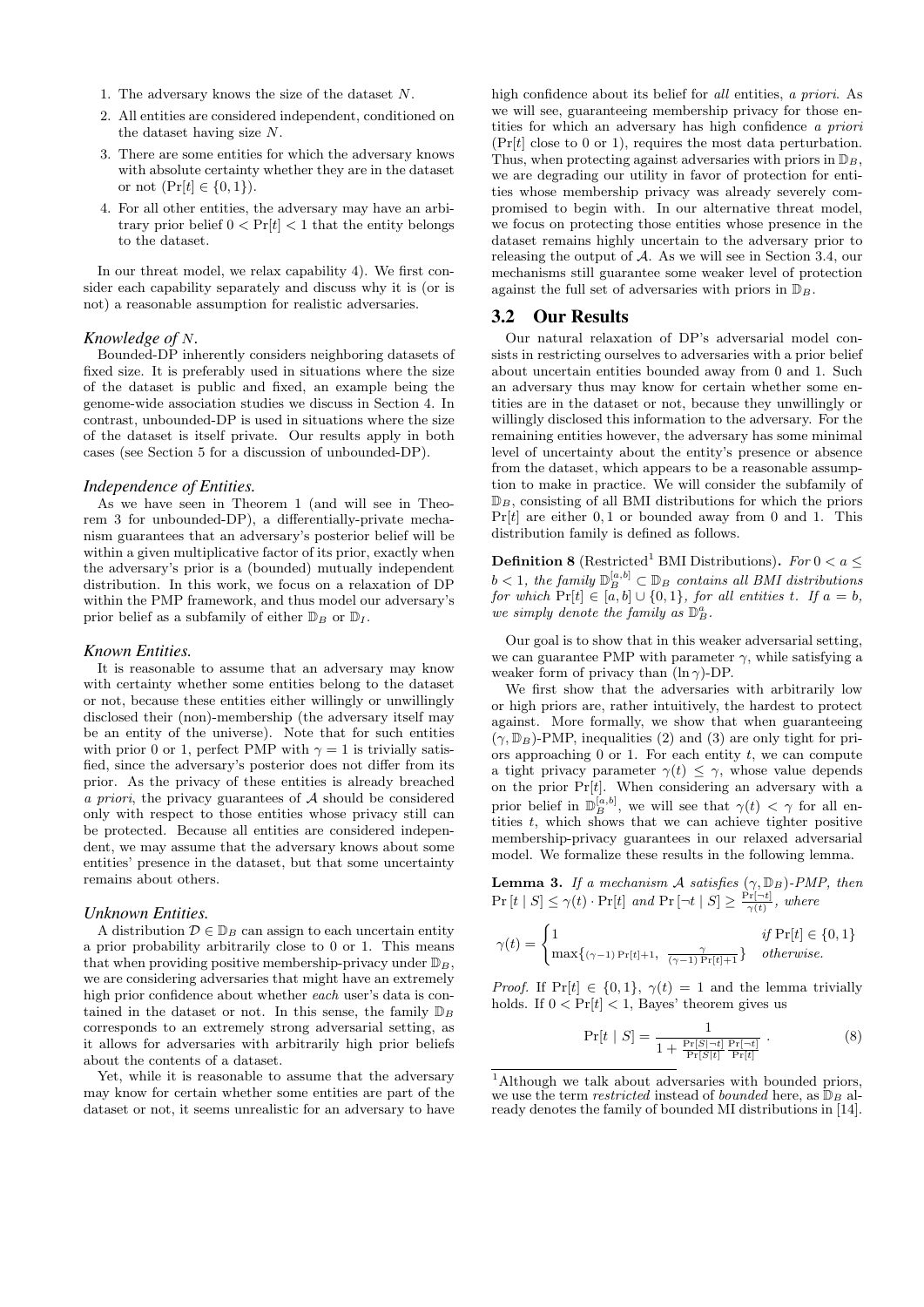1. The adversary knows the size of the dataset $N$.
2. All entities are considered independent, conditioned on the dataset having size $N$.
3. There are some entities for which the adversary knows with absolute certainty whether they are in the dataset or not ($\Pr[t] \in \{0, 1\}$).
4. For all other entities, the adversary may have an arbitrary prior belief $0 < \Pr[t] < 1$ that the entity belongs to the dataset.

In our threat model, we relax capability 4). We first consider each capability separately and discuss why it is (or is not) a reasonable assumption for realistic adversaries.

#### *Knowledge of $N$.*

Bounded-DP inherently considers neighboring datasets of fixed size. It is preferably used in situations where the size of the dataset is public and fixed, an example being the genome-wide association studies we discuss in Section 4. In contrast, unbounded-DP is used in situations where the size of the dataset is itself private. Our results apply in both cases (see Section 5 for a discussion of unbounded-DP).

#### *Independence of Entities.*

As we have seen in Theorem 1 (and will see in Theorem 3 for unbounded-DP), a differentially-private mechanism guarantees that an adversary's posterior belief will be within a given multiplicative factor of its prior, exactly when the adversary's prior is a (bounded) mutually independent distribution. In this work, we focus on a relaxation of DP within the PMP framework, and thus model our adversary's prior belief as a subfamily of either $\mathbb{D}_B$ or $\mathbb{D}_I$.

#### *Known Entities.*

It is reasonable to assume that an adversary may know with certainty whether some entities belong to the dataset or not, because these entities either willingly or unwillingly disclosed their (non)-membership (the adversary itself may be an entity of the universe). Note that for such entities with prior 0 or 1, perfect PMP with $\gamma = 1$ is trivially satisfied, since the adversary's posterior does not differ from its prior. As the privacy of these entities is already breached *a priori*, the privacy guarantees of $\mathcal{A}$ should be considered only with respect to those entities whose privacy still can be protected. Because all entities are considered independent, we may assume that the adversary knows about some entities' presence in the dataset, but that some uncertainty remains about others.

#### *Unknown Entities.*

A distribution $\mathcal{D} \in \mathbb{D}_B$ can assign to each uncertain entity a prior probability arbitrarily close to 0 or 1. This means that when providing positive membership-privacy under $\mathbb{D}_B$, we are considering adversaries that might have an extremely high prior confidence about whether *each* user's data is contained in the dataset or not. In this sense, the family $\mathbb{D}_B$ corresponds to an extremely strong adversarial setting, as it allows for adversaries with arbitrarily high prior beliefs about the contents of a dataset.

Yet, while it is reasonable to assume that the adversary may know for certain whether some entities are part of the dataset or not, it seems unrealistic for an adversary to have high confidence about its belief for *all* entities, *a priori*. As we will see, guaranteeing membership privacy for those entities for which an adversary has high confidence *a priori* ($\Pr[t]$ close to 0 or 1), requires the most data perturbation. Thus, when protecting against adversaries with priors in $\mathbb{D}_B$, we are degrading our utility in favor of protection for entities whose membership privacy was already severely compromised to begin with. In our alternative threat model, we focus on protecting those entities whose presence in the dataset remains highly uncertain to the adversary prior to releasing the output of $\mathcal{A}$. As we will see in Section 3.4, our mechanisms still guarantee some weaker level of protection against the full set of adversaries with priors in $\mathbb{D}_B$.

## 3.2 Our Results

Our natural relaxation of DP's adversarial model consists in restricting ourselves to adversaries with a prior belief about uncertain entities bounded away from 0 and 1. Such an adversary thus may know for certain whether some entities are in the dataset or not, because they unwillingly or willingly disclosed this information to the adversary. For the remaining entities however, the adversary has some minimal level of uncertainty about the entity's presence or absence from the dataset, which appears to be a reasonable assumption to make in practice. We will consider the subfamily of $\mathbb{D}_B$, consisting of all BMI distributions for which the priors $\Pr[t]$ are either $0, 1$ or bounded away from 0 and 1. This distribution family is defined as follows.

**Definition 8** (Restricted[1] BMI Distributions)**.** *For $0 < a \leq b < 1$, the family $\mathbb{D}_B^{[a,b]} \subset \mathbb{D}_B$ contains all BMI distributions for which $\Pr[t] \in [a, b] \cup \{0, 1\}$, for all entities $t$. If $a = b$, we simply denote the family as $\mathbb{D}_B^a$.*

Our goal is to show that in this weaker adversarial setting, we can guarantee PMP with parameter $\gamma$, while satisfying a weaker form of privacy than $(\ln \gamma)$-DP.

We first show that the adversaries with arbitrarily low or high priors are, rather intuitively, the hardest to protect against. More formally, we show that when guaranteeing $(\gamma, \mathbb{D}_B)$-PMP, inequalities (2) and (3) are only tight for priors approaching 0 or 1. For each entity $t$, we can compute a tight privacy parameter $\gamma(t) \leq \gamma$, whose value depends on the prior $\Pr[t]$. When considering an adversary with a prior belief in $\mathbb{D}_B^{[a,b]}$, we will see that $\gamma(t) < \gamma$ for all entities $t$, which shows that we can achieve tighter positive membership-privacy guarantees in our relaxed adversarial model. We formalize these results in the following lemma.

**Lemma 3.** *If a mechanism $\mathcal{A}$ satisfies $(\gamma, \mathbb{D}_B)$-PMP, then $\Pr[t \mid S] \leq \gamma(t) \cdot \Pr[t]$ and $\Pr[\neg t \mid S] \geq \frac{\Pr[\neg t]}{\gamma(t)}$, where*

$$\gamma(t) = \begin{cases} 1 & \text{if } \Pr[t] \in \{0, 1\} \\ \max\{(\gamma - 1)\Pr[t] + 1, \ \frac{\gamma}{(\gamma - 1)\Pr[t] + 1}\} & \text{otherwise.} \end{cases}$$

*Proof.* If $\Pr[t] \in \{0, 1\}$, $\gamma(t) = 1$ and the lemma trivially holds. If $0 < \Pr[t] < 1$, Bayes' theorem gives us

$$\Pr[t \mid S] = \frac{1}{1 + \frac{\Pr[S|\neg t]}{\Pr[S|t]} \frac{\Pr[\neg t]}{\Pr[t]}} . \tag{8}$$

[1] Although we talk about adversaries with bounded priors, we use the term *restricted* instead of *bounded* here, as $\mathbb{D}_B$ already denotes the family of bounded MI distributions in [14].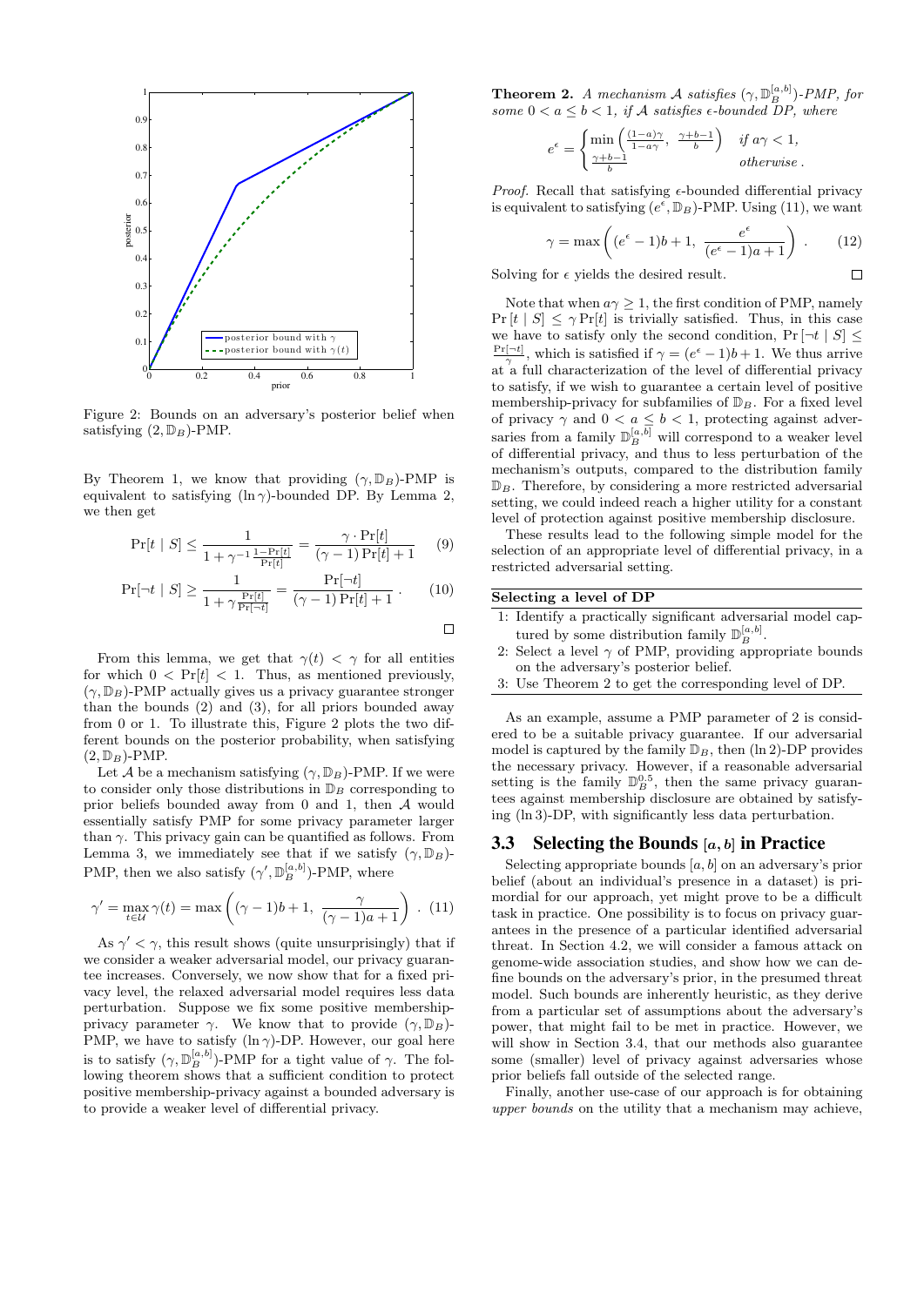Figure 2: Bounds on an adversary's posterior belief when satisfying $(2, \mathbb{D}_B)$-PMP.

By Theorem 1, we know that providing $(\gamma, \mathbb{D}_B)$-PMP is equivalent to satisfying $(\ln\gamma)$-bounded DP. By Lemma 2, we then get

$$\Pr[t \mid S] \leq \frac{1}{1 + \gamma^{-1}\frac{1-\Pr[t]}{\Pr[t]}} = \frac{\gamma \cdot \Pr[t]}{(\gamma - 1)\Pr[t] + 1} \quad (9)$$

$$\Pr[\neg t \mid S] \geq \frac{1}{1 + \gamma\frac{\Pr[t]}{\Pr[\neg t]}} = \frac{\Pr[\neg t]}{(\gamma - 1)\Pr[t] + 1} . \quad (10)$$

□

From this lemma, we get that $\gamma(t) < \gamma$ for all entities for which $0 < \Pr[t] < 1$. Thus, as mentioned previously, $(\gamma, \mathbb{D}_B)$-PMP actually gives us a privacy guarantee stronger than the bounds (2) and (3), for all priors bounded away from 0 or 1. To illustrate this, Figure 2 plots the two different bounds on the posterior probability, when satisfying $(2, \mathbb{D}_B)$-PMP.

Let $\mathcal{A}$ be a mechanism satisfying $(\gamma, \mathbb{D}_B)$-PMP. If we were to consider only those distributions in $\mathbb{D}_B$ corresponding to prior beliefs bounded away from 0 and 1, then $\mathcal{A}$ would essentially satisfy PMP for some privacy parameter larger than $\gamma$. This privacy gain can be quantified as follows. From Lemma 3, we immediately see that if we satisfy $(\gamma, \mathbb{D}_B)$-PMP, then we also satisfy $(\gamma', \mathbb{D}_B^{[a,b]})$-PMP, where

$$\gamma' = \max_{t \in \mathcal{U}} \gamma(t) = \max\left((\gamma - 1)b + 1,\ \frac{\gamma}{(\gamma - 1)a + 1}\right) . \quad (11)$$

As $\gamma' < \gamma$, this result shows (quite unsurprisingly) that if we consider a weaker adversarial model, our privacy guarantee increases. Conversely, we now show that for a fixed privacy level, the relaxed adversarial model requires less data perturbation. Suppose we fix some positive membership-privacy parameter $\gamma$. We know that to provide $(\gamma, \mathbb{D}_B)$-PMP, we have to satisfy $(\ln\gamma)$-DP. However, our goal here is to satisfy $(\gamma, \mathbb{D}_B^{[a,b]})$-PMP for a tight value of $\gamma$. The following theorem shows that a sufficient condition to protect positive membership-privacy against a bounded adversary is to provide a weaker level of differential privacy.

**Theorem 2.** *A mechanism $\mathcal{A}$ satisfies $(\gamma, \mathbb{D}_B^{[a,b]})$-PMP, for some $0 < a \leq b < 1$, if $\mathcal{A}$ satisfies $\epsilon$-bounded DP, where*

$$e^{\epsilon} = \begin{cases} \min\left(\frac{(1-a)\gamma}{1-a\gamma},\ \frac{\gamma+b-1}{b}\right) & \text{if } a\gamma < 1, \\ \frac{\gamma+b-1}{b} & \text{otherwise} . \end{cases}$$

*Proof.* Recall that satisfying $\epsilon$-bounded differential privacy is equivalent to satisfying $(e^{\epsilon}, \mathbb{D}_B)$-PMP. Using (11), we want

$$\gamma = \max\left((e^{\epsilon} - 1)b + 1,\ \frac{e^{\epsilon}}{(e^{\epsilon} - 1)a + 1}\right) . \quad (12)$$

Solving for $\epsilon$ yields the desired result. □

Note that when $a\gamma \geq 1$, the first condition of PMP, namely $\Pr[t \mid S] \leq \gamma \Pr[t]$ is trivially satisfied. Thus, in this case we have to satisfy only the second condition, $\Pr[\neg t \mid S] \leq \frac{\Pr[\neg t]}{\gamma}$, which is satisfied if $\gamma = (e^{\epsilon} - 1)b + 1$. We thus arrive at a full characterization of the level of differential privacy to satisfy, if we wish to guarantee a certain level of positive membership-privacy for subfamilies of $\mathbb{D}_B$. For a fixed level of privacy $\gamma$ and $0 < a \leq b < 1$, protecting against adversaries from a family $\mathbb{D}_B^{[a,b]}$ will correspond to a weaker level of differential privacy, and thus to less perturbation of the mechanism's outputs, compared to the distribution family $\mathbb{D}_B$. Therefore, by considering a more restricted adversarial setting, we could indeed reach a higher utility for a constant level of protection against positive membership disclosure.

These results lead to the following simple model for the selection of an appropriate level of differential privacy, in a restricted adversarial setting.

**Selecting a level of DP**

1: Identify a practically significant adversarial model captured by some distribution family $\mathbb{D}_B^{[a,b]}$.
2: Select a level $\gamma$ of PMP, providing appropriate bounds on the adversary's posterior belief.
3: Use Theorem 2 to get the corresponding level of DP.

As an example, assume a PMP parameter of 2 is considered to be a suitable privacy guarantee. If our adversarial model is captured by the family $\mathbb{D}_B$, then $(\ln 2)$-DP provides the necessary privacy. However, if a reasonable adversarial setting is the family $\mathbb{D}_B^{0,5}$, then the same privacy guarantees against membership disclosure are obtained by satisfying $(\ln 3)$-DP, with significantly less data perturbation.

## 3.3 Selecting the Bounds $[a, b]$ in Practice

Selecting appropriate bounds $[a, b]$ on an adversary's prior belief (about an individual's presence in a dataset) is primordial for our approach, yet might prove to be a difficult task in practice. One possibility is to focus on privacy guarantees in the presence of a particular identified adversarial threat. In Section 4.2, we will consider a famous attack on genome-wide association studies, and show how we can define bounds on the adversary's prior, in the presumed threat model. Such bounds are inherently heuristic, as they derive from a particular set of assumptions about the adversary's power, that might fail to be met in practice. However, we will show in Section 3.4, that our methods also guarantee some (smaller) level of privacy against adversaries whose prior beliefs fall outside of the selected range.

Finally, another use-case of our approach is for obtaining *upper bounds* on the utility that a mechanism may achieve,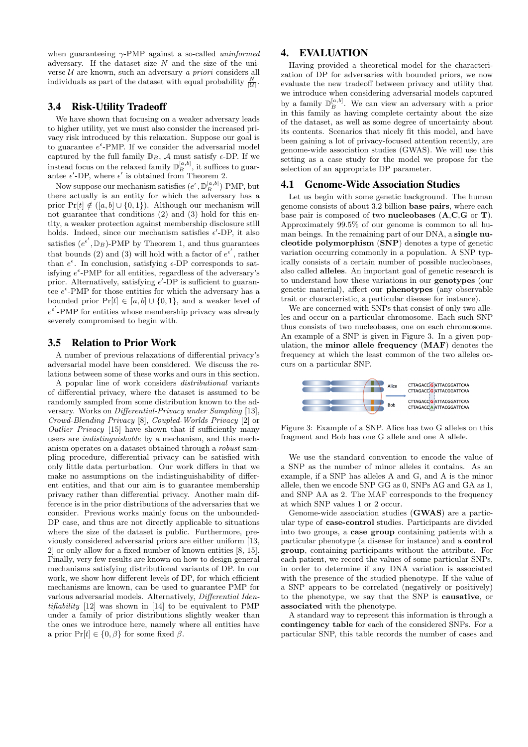when guaranteeing $\gamma$-PMP against a so-called *uninformed* adversary. If the dataset size $N$ and the size of the universe $\mathcal{U}$ are known, such an adversary *a priori* considers all individuals as part of the dataset with equal probability $\frac{N}{|\mathcal{U}|}$.

### 3.4 Risk-Utility Tradeoff

We have shown that focusing on a weaker adversary leads to higher utility, yet we must also consider the increased privacy risk introduced by this relaxation. Suppose our goal is to guarantee $e^{\epsilon}$-PMP. If we consider the adversarial model captured by the full family $\mathbb{D}_B$, $\mathcal{A}$ must satisfy $\epsilon$-DP. If we instead focus on the relaxed family $\mathbb{D}_B^{[a,b]}$, it suffices to guarantee $\epsilon'$-DP, where $\epsilon'$ is obtained from Theorem 2.

Now suppose our mechanism satisfies $(e^{\epsilon}, \mathbb{D}_B^{[a,b]})$-PMP, but there actually is an entity for which the adversary has a prior $\Pr[t] \notin ([a,b] \cup \{0,1\})$. Although our mechanism will not guarantee that conditions (2) and (3) hold for this entity, a weaker protection against membership disclosure still holds. Indeed, since our mechanism satisfies $\epsilon'$-DP, it also satisfies $(e^{\epsilon'}, \mathbb{D}_B)$-PMP by Theorem 1, and thus guarantees that bounds (2) and (3) will hold with a factor of $e^{\epsilon'}$, rather than $e^{\epsilon}$. In conclusion, satisfying $\epsilon$-DP corresponds to satisfying $e^{\epsilon}$-PMP for all entities, regardless of the adversary's prior. Alternatively, satisfying $\epsilon'$-DP is sufficient to guarantee $e^{\epsilon}$-PMP for those entities for which the adversary has a bounded prior $\Pr[t] \in [a,b] \cup \{0,1\}$, and a weaker level of $e^{\epsilon'}$-PMP for entities whose membership privacy was already severely compromised to begin with.

### 3.5 Relation to Prior Work

A number of previous relaxations of differential privacy's adversarial model have been considered. We discuss the relations between some of these works and ours in this section.

A popular line of work considers *distributional* variants of differential privacy, where the dataset is assumed to be randomly sampled from some distribution known to the adversary. Works on *Differential-Privacy under Sampling* [13], *Crowd-Blending Privacy* [8], *Coupled-Worlds Privacy* [2] or *Outlier Privacy* [15] have shown that if sufficiently many users are *indistinguishable* by a mechanism, and this mechanism operates on a dataset obtained through a *robust* sampling procedure, differential privacy can be satisfied with only little data perturbation. Our work differs in that we make no assumptions on the indistinguishability of different entities, and that our aim is to guarantee membership privacy rather than differential privacy. Another main difference is in the prior distributions of the adversaries that we consider. Previous works mainly focus on the unbounded-DP case, and thus are not directly applicable to situations where the size of the dataset is public. Furthermore, previously considered adversarial priors are either uniform [13, 2] or only allow for a fixed number of known entities [8, 15]. Finally, very few results are known on how to design general mechanisms satisfying distributional variants of DP. In our work, we show how different levels of DP, for which efficient mechanisms are known, can be used to guarantee PMP for various adversarial models. Alternatively, *Differential Identifiability* [12] was shown in [14] to be equivalent to PMP under a family of prior distributions slightly weaker than the ones we introduce here, namely where all entities have a prior $\Pr[t] \in \{0, \beta\}$ for some fixed $\beta$.

## 4. EVALUATION

Having provided a theoretical model for the characterization of DP for adversaries with bounded priors, we now evaluate the new tradeoff between privacy and utility that we introduce when considering adversarial models captured by a family $\mathbb{D}_B^{[a,b]}$. We can view an adversary with a prior in this family as having complete certainty about the size of the dataset, as well as some degree of uncertainty about its contents. Scenarios that nicely fit this model, and have been gaining a lot of privacy-focused attention recently, are genome-wide association studies (GWAS). We will use this setting as a case study for the model we propose for the selection of an appropriate DP parameter.

### 4.1 Genome-Wide Association Studies

Let us begin with some genetic background. The human genome consists of about 3.2 billion **base pairs**, where each base pair is composed of two **nucleobases** (**A**,**C**,**G** or **T**). Approximately 99.5% of our genome is common to all human beings. In the remaining part of our DNA, a **single nucleotide polymorphism** (**SNP**) denotes a type of genetic variation occurring commonly in a population. A SNP typically consists of a certain number of possible nucleobases, also called **alleles**. An important goal of genetic research is to understand how these variations in our **genotypes** (our genetic material), affect our **phenotypes** (any observable trait or characteristic, a particular disease for instance).

We are concerned with SNPs that consist of only two alleles and occur on a particular chromosome. Each such SNP thus consists of two nucleobases, one on each chromosome. An example of a SNP is given in Figure 3. In a given population, the **minor allele frequency** (**MAF**) denotes the frequency at which the least common of the two alleles occurs on a particular SNP.

Figure 3: Example of a SNP. Alice has two G alleles on this fragment and Bob has one G allele and one A allele.

We use the standard convention to encode the value of a SNP as the number of minor alleles it contains. As an example, if a SNP has alleles A and G, and A is the minor allele, then we encode SNP GG as 0, SNPs AG and GA as 1, and SNP AA as 2. The MAF corresponds to the frequency at which SNP values 1 or 2 occur.

Genome-wide association studies (**GWAS**) are a particular type of **case-control** studies. Participants are divided into two groups, a **case group** containing patients with a particular phenotype (a disease for instance) and a **control group**, containing participants without the attribute. For each patient, we record the values of some particular SNPs, in order to determine if any DNA variation is associated with the presence of the studied phenotype. If the value of a SNP appears to be correlated (negatively or positively) to the phenotype, we say that the SNP is **causative**, or **associated** with the phenotype.

A standard way to represent this information is through a **contingency table** for each of the considered SNPs. For a particular SNP, this table records the number of cases and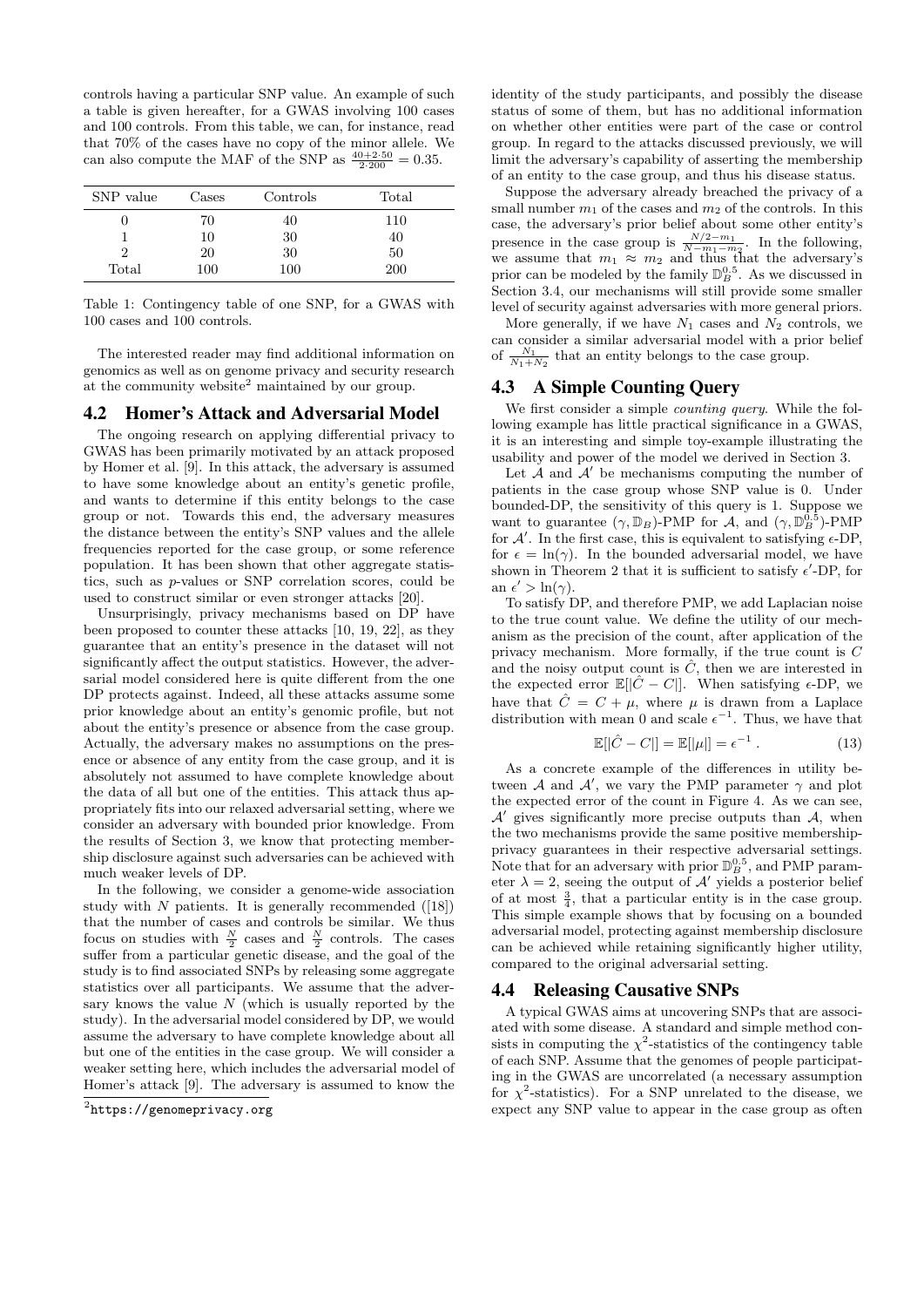controls having a particular SNP value. An example of such a table is given hereafter, for a GWAS involving 100 cases and 100 controls. From this table, we can, for instance, read that 70% of the cases have no copy of the minor allele. We can also compute the MAF of the SNP as $\frac{40+2\cdot 50}{2\cdot 200} = 0.35$.

| SNP value | Cases | Controls | Total |
|---|---|---|---|
| 0 | 70 | 40 | 110 |
| 1 | 10 | 30 | 40 |
| 2 | 20 | 30 | 50 |
| Total | 100 | 100 | 200 |

Table 1: Contingency table of one SNP, for a GWAS with 100 cases and 100 controls.

The interested reader may find additional information on genomics as well as on genome privacy and security research at the community website[2] maintained by our group.

## 4.2 Homer's Attack and Adversarial Model

The ongoing research on applying differential privacy to GWAS has been primarily motivated by an attack proposed by Homer et al. [9]. In this attack, the adversary is assumed to have some knowledge about an entity's genetic profile, and wants to determine if this entity belongs to the case group or not. Towards this end, the adversary measures the distance between the entity's SNP values and the allele frequencies reported for the case group, or some reference population. It has been shown that other aggregate statistics, such as $p$-values or SNP correlation scores, could be used to construct similar or even stronger attacks [20].

Unsurprisingly, privacy mechanisms based on DP have been proposed to counter these attacks [10, 19, 22], as they guarantee that an entity's presence in the dataset will not significantly affect the output statistics. However, the adversarial model considered here is quite different from the one DP protects against. Indeed, all these attacks assume some prior knowledge about an entity's genomic profile, but not about the entity's presence or absence from the case group. Actually, the adversary makes no assumptions on the presence or absence of any entity from the case group, and it is absolutely not assumed to have complete knowledge about the data of all but one of the entities. This attack thus appropriately fits into our relaxed adversarial setting, where we consider an adversary with bounded prior knowledge. From the results of Section 3, we know that protecting membership disclosure against such adversaries can be achieved with much weaker levels of DP.

In the following, we consider a genome-wide association study with $N$ patients. It is generally recommended ([18]) that the number of cases and controls be similar. We thus focus on studies with $\frac{N}{2}$ cases and $\frac{N}{2}$ controls. The cases suffer from a particular genetic disease, and the goal of the study is to find associated SNPs by releasing some aggregate statistics over all participants. We assume that the adversary knows the value $N$ (which is usually reported by the study). In the adversarial model considered by DP, we would assume the adversary to have complete knowledge about all but one of the entities in the case group. We will consider a weaker setting here, which includes the adversarial model of Homer's attack [9]. The adversary is assumed to know the identity of the study participants, and possibly the disease status of some of them, but has no additional information on whether other entities were part of the case or control group. In regard to the attacks discussed previously, we will limit the adversary's capability of asserting the membership of an entity to the case group, and thus his disease status.

[2] https://genomeprivacy.org

Suppose the adversary already breached the privacy of a small number $m_1$ of the cases and $m_2$ of the controls. In this case, the adversary's prior belief about some other entity's presence in the case group is $\frac{N/2-m_1}{N-m_1-m_2}$. In the following, we assume that $m_1 \approx m_2$ and thus that the adversary's prior can be modeled by the family $\mathbb{D}_B^{0.5}$. As we discussed in Section 3.4, our mechanisms will still provide some smaller level of security against adversaries with more general priors.

More generally, if we have $N_1$ cases and $N_2$ controls, we can consider a similar adversarial model with a prior belief of $\frac{N_1}{N_1+N_2}$ that an entity belongs to the case group.

## 4.3 A Simple Counting Query

We first consider a simple *counting query*. While the following example has little practical significance in a GWAS, it is an interesting and simple toy-example illustrating the usability and power of the model we derived in Section 3.

Let $\mathcal{A}$ and $\mathcal{A}'$ be mechanisms computing the number of patients in the case group whose SNP value is 0. Under bounded-DP, the sensitivity of this query is 1. Suppose we want to guarantee $(\gamma, \mathbb{D}_B)$-PMP for $\mathcal{A}$, and $(\gamma, \mathbb{D}_B^{0.5})$-PMP for $\mathcal{A}'$. In the first case, this is equivalent to satisfying $\epsilon$-DP, for $\epsilon = \ln(\gamma)$. In the bounded adversarial model, we have shown in Theorem 2 that it is sufficient to satisfy $\epsilon'$-DP, for an $\epsilon' > \ln(\gamma)$.

To satisfy DP, and therefore PMP, we add Laplacian noise to the true count value. We define the utility of our mechanism as the precision of the count, after application of the privacy mechanism. More formally, if the true count is $C$ and the noisy output count is $\hat{C}$, then we are interested in the expected error $\mathbb{E}[|\hat{C} - C|]$. When satisfying $\epsilon$-DP, we have that $\hat{C} = C + \mu$, where $\mu$ is drawn from a Laplace distribution with mean 0 and scale $\epsilon^{-1}$. Thus, we have that

$$\mathbb{E}[|\hat{C} - C|] = \mathbb{E}[|\mu|] = \epsilon^{-1} . \tag{13}$$

As a concrete example of the differences in utility between $\mathcal{A}$ and $\mathcal{A}'$, we vary the PMP parameter $\gamma$ and plot the expected error of the count in Figure 4. As we can see, $\mathcal{A}'$ gives significantly more precise outputs than $\mathcal{A}$, when the two mechanisms provide the same positive membership-privacy guarantees in their respective adversarial settings. Note that for an adversary with prior $\mathbb{D}_B^{0.5}$, and PMP parameter $\lambda = 2$, seeing the output of $\mathcal{A}'$ yields a posterior belief of at most $\frac{3}{4}$, that a particular entity is in the case group. This simple example shows that by focusing on a bounded adversarial model, protecting against membership disclosure can be achieved while retaining significantly higher utility, compared to the original adversarial setting.

## 4.4 Releasing Causative SNPs

A typical GWAS aims at uncovering SNPs that are associated with some disease. A standard and simple method consists in computing the $\chi^2$-statistics of the contingency table of each SNP. Assume that the genomes of people participating in the GWAS are uncorrelated (a necessary assumption for $\chi^2$-statistics). For a SNP unrelated to the disease, we expect any SNP value to appear in the case group as often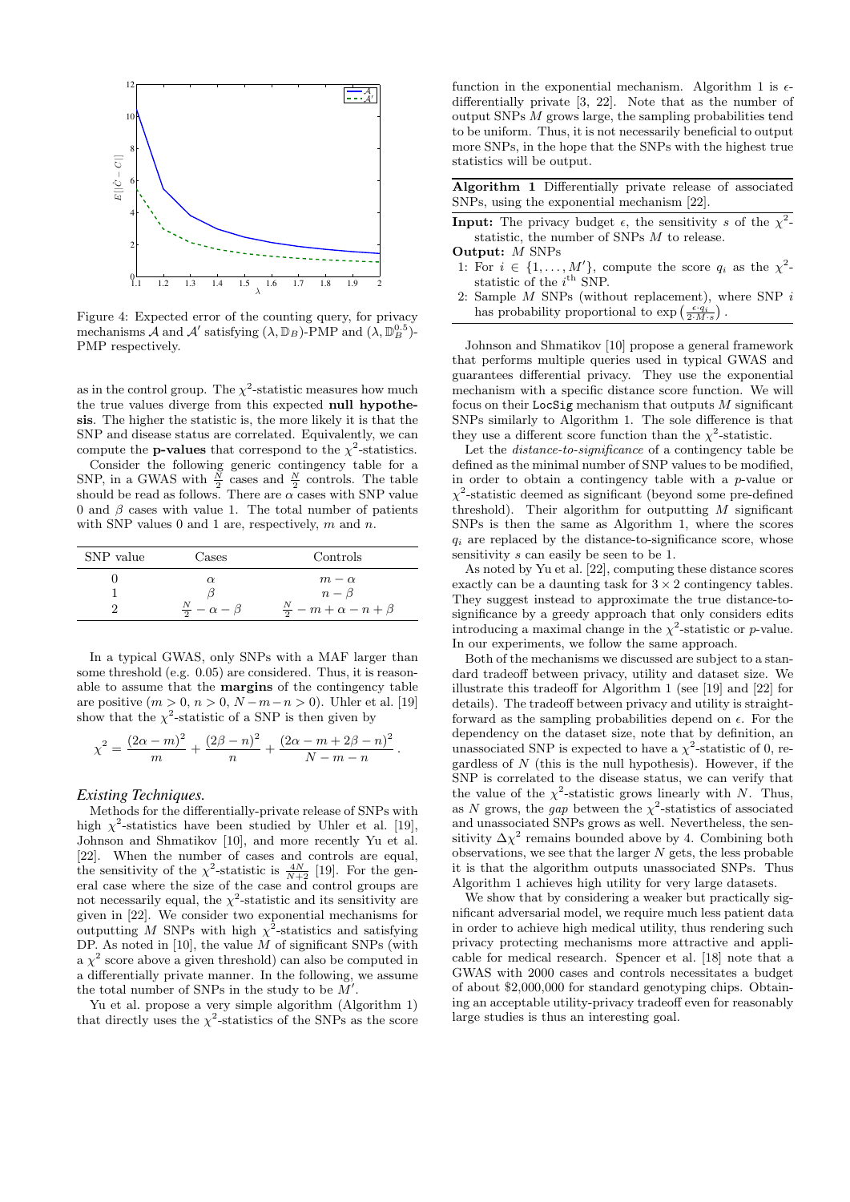Figure 4: Expected error of the counting query, for privacy mechanisms $\mathcal{A}$ and $\mathcal{A}'$ satisfying $(\lambda, \mathbb{D}_B)$-PMP and $(\lambda, \mathbb{D}_B^{0.5})$-PMP respectively.

as in the control group. The $\chi^2$-statistic measures how much the true values diverge from this expected **null hypothesis**. The higher the statistic is, the more likely it is that the SNP and disease status are correlated. Equivalently, we can compute the **p-values** that correspond to the $\chi^2$-statistics.

Consider the following generic contingency table for a SNP, in a GWAS with $\frac{N}{2}$ cases and $\frac{N}{2}$ controls. The table should be read as follows. There are $\alpha$ cases with SNP value 0 and $\beta$ cases with value 1. The total number of patients with SNP values 0 and 1 are, respectively, $m$ and $n$.

| SNP value | Cases | Controls |
|---|---|---|
| 0 | $\alpha$ | $m - \alpha$ |
| 1 | $\beta$ | $n - \beta$ |
| 2 | $\frac{N}{2} - \alpha - \beta$ | $\frac{N}{2} - m + \alpha - n + \beta$ |

In a typical GWAS, only SNPs with a MAF larger than some threshold (e.g. 0.05) are considered. Thus, it is reasonable to assume that the **margins** of the contingency table are positive ($m > 0$, $n > 0$, $N - m - n > 0$). Uhler et al. [19] show that the $\chi^2$-statistic of a SNP is then given by

$$\chi^2 = \frac{(2\alpha - m)^2}{m} + \frac{(2\beta - n)^2}{n} + \frac{(2\alpha - m + 2\beta - n)^2}{N - m - n} .$$

### *Existing Techniques.*

Methods for the differentially-private release of SNPs with high $\chi^2$-statistics have been studied by Uhler et al. [19], Johnson and Shmatikov [10], and more recently Yu et al. [22]. When the number of cases and controls are equal, the sensitivity of the $\chi^2$-statistic is $\frac{4N}{N+2}$ [19]. For the general case where the size of the case and control groups are not necessarily equal, the $\chi^2$-statistic and its sensitivity are given in [22]. We consider two exponential mechanisms for outputting $M$ SNPs with high $\chi^2$-statistics and satisfying DP. As noted in [10], the value $M$ of significant SNPs (with a $\chi^2$ score above a given threshold) can also be computed in a differentially private manner. In the following, we assume the total number of SNPs in the study to be $M'$.

Yu et al. propose a very simple algorithm (Algorithm 1) that directly uses the $\chi^2$-statistics of the SNPs as the score function in the exponential mechanism. Algorithm 1 is $\epsilon$-differentially private [3, 22]. Note that as the number of output SNPs $M$ grows large, the sampling probabilities tend to be uniform. Thus, it is not necessarily beneficial to output more SNPs, in the hope that the SNPs with the highest true statistics will be output.

---

**Algorithm 1** Differentially private release of associated SNPs, using the exponential mechanism [22].

**Input:** The privacy budget $\epsilon$, the sensitivity $s$ of the $\chi^2$-statistic, the number of SNPs $M$ to release.

**Output:** $M$ SNPs

1: For $i \in \{1, \ldots, M'\}$, compute the score $q_i$ as the $\chi^2$-statistic of the $i^{\text{th}}$ SNP.

2: Sample $M$ SNPs (without replacement), where SNP $i$ has probability proportional to $\exp\left(\frac{\epsilon \cdot q_i}{2 \cdot M \cdot s}\right)$.

---

Johnson and Shmatikov [10] propose a general framework that performs multiple queries used in typical GWAS and guarantees differential privacy. They use the exponential mechanism with a specific distance score function. We will focus on their `LocSig` mechanism that outputs $M$ significant SNPs similarly to Algorithm 1. The sole difference is that they use a different score function than the $\chi^2$-statistic.

Let the *distance-to-significance* of a contingency table be defined as the minimal number of SNP values to be modified, in order to obtain a contingency table with a $p$-value or $\chi^2$-statistic deemed as significant (beyond some pre-defined threshold). Their algorithm for outputting $M$ significant SNPs is then the same as Algorithm 1, where the scores $q_i$ are replaced by the distance-to-significance score, whose sensitivity $s$ can easily be seen to be 1.

As noted by Yu et al. [22], computing these distance scores exactly can be a daunting task for $3 \times 2$ contingency tables. They suggest instead to approximate the true distance-to-significance by a greedy approach that only considers edits introducing a maximal change in the $\chi^2$-statistic or $p$-value. In our experiments, we follow the same approach.

Both of the mechanisms we discussed are subject to a standard tradeoff between privacy, utility and dataset size. We illustrate this tradeoff for Algorithm 1 (see [19] and [22] for details). The tradeoff between privacy and utility is straightforward as the sampling probabilities depend on $\epsilon$. For the dependency on the dataset size, note that by definition, an unassociated SNP is expected to have a $\chi^2$-statistic of 0, regardless of $N$ (this is the null hypothesis). However, if the SNP is correlated to the disease status, we can verify that the value of the $\chi^2$-statistic grows linearly with $N$. Thus, as $N$ grows, the *gap* between the $\chi^2$-statistics of associated and unassociated SNPs grows as well. Nevertheless, the sensitivity $\Delta\chi^2$ remains bounded above by 4. Combining both observations, we see that the larger $N$ gets, the less probable it is that the algorithm outputs unassociated SNPs. Thus Algorithm 1 achieves high utility for very large datasets.

We show that by considering a weaker but practically significant adversarial model, we require much less patient data in order to achieve high medical utility, thus rendering such privacy protecting mechanisms more attractive and applicable for medical research. Spencer et al. [18] note that a GWAS with 2000 cases and controls necessitates a budget of about \$2,000,000 for standard genotyping chips. Obtaining an acceptable utility-privacy tradeoff even for reasonably large studies is thus an interesting goal.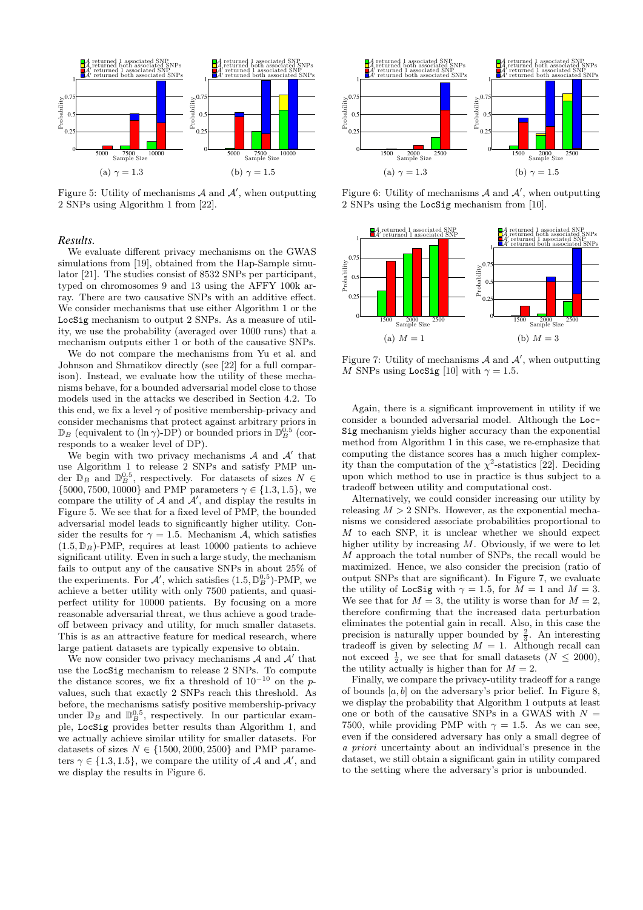Figure 5: Utility of mechanisms $\mathcal{A}$ and $\mathcal{A}'$, when outputting 2 SNPs using Algorithm 1 from [22].

Figure 6: Utility of mechanisms $\mathcal{A}$ and $\mathcal{A}'$, when outputting 2 SNPs using the `LocSig` mechanism from [10].

Figure 7: Utility of mechanisms $\mathcal{A}$ and $\mathcal{A}'$, when outputting $M$ SNPs using `LocSig` [10] with $\gamma = 1.5$.

*Results.*

We evaluate different privacy mechanisms on the GWAS simulations from [19], obtained from the Hap-Sample simulator [21]. The studies consist of 8532 SNPs per participant, typed on chromosomes 9 and 13 using the AFFY 100k array. There are two causative SNPs with an additive effect. We consider mechanisms that use either Algorithm 1 or the `LocSig` mechanism to output 2 SNPs. As a measure of utility, we use the probability (averaged over 1000 runs) that a mechanism outputs either 1 or both of the causative SNPs.

We do not compare the mechanisms from Yu et al. and Johnson and Shmatikov directly (see [22] for a full comparison). Instead, we evaluate how the utility of these mechanisms behave, for a bounded adversarial model close to those models used in the attacks we described in Section 4.2. To this end, we fix a level $\gamma$ of positive membership-privacy and consider mechanisms that protect against arbitrary priors in $\mathbb{D}_B$ (equivalent to $(\ln\gamma)$-DP) or bounded priors in $\mathbb{D}_B^{0.5}$ (corresponds to a weaker level of DP).

We begin with two privacy mechanisms $\mathcal{A}$ and $\mathcal{A}'$ that use Algorithm 1 to release 2 SNPs and satisfy PMP under $\mathbb{D}_B$ and $\mathbb{D}_B^{0.5}$, respectively. For datasets of sizes $N \in \{5000, 7500, 10000\}$ and PMP parameters $\gamma \in \{1.3, 1.5\}$, we compare the utility of $\mathcal{A}$ and $\mathcal{A}'$, and display the results in Figure 5. We see that for a fixed level of PMP, the bounded adversarial model leads to significantly higher utility. Consider the results for $\gamma = 1.5$. Mechanism $\mathcal{A}$, which satisfies $(1.5, \mathbb{D}_B)$-PMP, requires at least 10000 patients to achieve significant utility. Even in such a large study, the mechanism fails to output any of the causative SNPs in about 25% of the experiments. For $\mathcal{A}'$, which satisfies $(1.5, \mathbb{D}_B^{0.5})$-PMP, we achieve a better utility with only 7500 patients, and quasi-perfect utility for 10000 patients. By focusing on a more reasonable adversarial threat, we thus achieve a good tradeoff between privacy and utility, for much smaller datasets. This is as an attractive feature for medical research, where large patient datasets are typically expensive to obtain.

We now consider two privacy mechanisms $\mathcal{A}$ and $\mathcal{A}'$ that use the `LocSig` mechanism to release 2 SNPs. To compute the distance scores, we fix a threshold of $10^{-10}$ on the $p$-values, such that exactly 2 SNPs reach this threshold. As before, the mechanisms satisfy positive membership-privacy under $\mathbb{D}_B$ and $\mathbb{D}_B^{0.5}$, respectively. In our particular example, `LocSig` provides better results than Algorithm 1, and we actually achieve similar utility for smaller datasets. For datasets of sizes $N \in \{1500, 2000, 2500\}$ and PMP parameters $\gamma \in \{1.3, 1.5\}$, we compare the utility of $\mathcal{A}$ and $\mathcal{A}'$, and we display the results in Figure 6.

Again, there is a significant improvement in utility if we consider a bounded adversarial model. Although the `LocSig` mechanism yields higher accuracy than the exponential method from Algorithm 1 in this case, we re-emphasize that computing the distance scores has a much higher complexity than the computation of the $\chi^2$-statistics [22]. Deciding upon which method to use in practice is thus subject to a tradeoff between utility and computational cost.

Alternatively, we could consider increasing our utility by releasing $M > 2$ SNPs. However, as the exponential mechanisms we considered associate probabilities proportional to $M$ to each SNP, it is unclear whether we should expect higher utility by increasing $M$. Obviously, if we were to let $M$ approach the total number of SNPs, the recall would be maximized. Hence, we also consider the precision (ratio of output SNPs that are significant). In Figure 7, we evaluate the utility of `LocSig` with $\gamma = 1.5$, for $M = 1$ and $M = 3$. We see that for $M = 3$, the utility is worse than for $M = 2$, therefore confirming that the increased data perturbation eliminates the potential gain in recall. Also, in this case the precision is naturally upper bounded by $\frac{2}{3}$. An interesting tradeoff is given by selecting $M = 1$. Although recall can not exceed $\frac{1}{2}$, we see that for small datasets ($N \leq 2000$), the utility actually is higher than for $M = 2$.

Finally, we compare the privacy-utility tradeoff for a range of bounds $[a, b]$ on the adversary's prior belief. In Figure 8, we display the probability that Algorithm 1 outputs at least one or both of the causative SNPs in a GWAS with $N = 7500$, while providing PMP with $\gamma = 1.5$. As we can see, even if the considered adversary has only a small degree of *a priori* uncertainty about an individual's presence in the dataset, we still obtain a significant gain in utility compared to the setting where the adversary's prior is unbounded.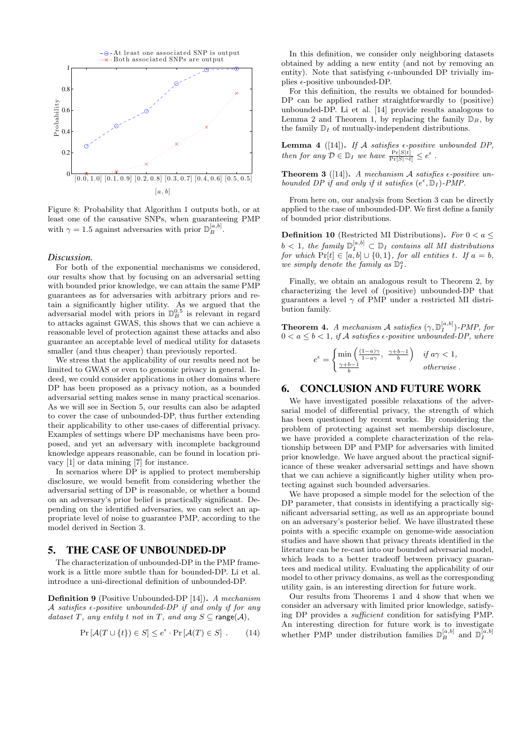Figure 8: Probability that Algorithm 1 outputs both, or at least one of the causative SNPs, when guaranteeing PMP with $\gamma = 1.5$ against adversaries with prior $\mathbb{D}_B^{[a,b]}$.

*Discussion.*

For both of the exponential mechanisms we considered, our results show that by focusing on an adversarial setting with bounded prior knowledge, we can attain the same PMP guarantees as for adversaries with arbitrary priors and retain a significantly higher utility. As we argued that the adversarial model with priors in $\mathbb{D}_B^{0.5}$ is relevant in regard to attacks against GWAS, this shows that we can achieve a reasonable level of protection against these attacks and also guarantee an acceptable level of medical utility for datasets smaller (and thus cheaper) than previously reported.

We stress that the applicability of our results need not be limited to GWAS or even to genomic privacy in general. Indeed, we could consider applications in other domains where DP has been proposed as a privacy notion, as a bounded adversarial setting makes sense in many practical scenarios. As we will see in Section 5, our results can also be adapted to cover the case of unbounded-DP, thus further extending their applicability to other use-cases of differential privacy. Examples of settings where DP mechanisms have been proposed, and yet an adversary with incomplete background knowledge appears reasonable, can be found in location privacy [1] or data mining [7] for instance.

In scenarios where DP is applied to protect membership disclosure, we would benefit from considering whether the adversarial setting of DP is reasonable, or whether a bound on an adversary's prior belief is practically significant. Depending on the identified adversaries, we can select an appropriate level of noise to guarantee PMP, according to the model derived in Section 3.

## 5. THE CASE OF UNBOUNDED-DP

The characterization of unbounded-DP in the PMP framework is a little more subtle than for bounded-DP. Li et al. introduce a uni-directional definition of unbounded-DP.

**Definition 9** (Positive Unbounded-DP [14])**.** *A mechanism $\mathcal{A}$ satisfies $\epsilon$-positive unbounded-DP if and only if for any dataset $T$, any entity $t$ not in $T$, and any $S \subseteq \mathsf{range}(\mathcal{A})$,*

$$\Pr\left[\mathcal{A}(T \cup \{t\}) \in S\right] \leq e^{\epsilon} \cdot \Pr\left[\mathcal{A}(T) \in S\right] . \qquad (14)$$

In this definition, we consider only neighboring datasets obtained by adding a new entity (and not by removing an entity). Note that satisfying $\epsilon$-unbounded DP trivially implies $\epsilon$-positive unbounded-DP.

For this definition, the results we obtained for bounded-DP can be applied rather straightforwardly to (positive) unbounded-DP. Li et al. [14] provide results analogous to Lemma 2 and Theorem 1, by replacing the family $\mathbb{D}_B$, by the family $\mathbb{D}_I$ of mutually-independent distributions.

**Lemma 4** ([14])**.** *If $\mathcal{A}$ satisfies $\epsilon$-positive unbounded DP, then for any $\mathcal{D} \in \mathbb{D}_I$ we have $\frac{\Pr[S|t]}{\Pr[S|\neg t]} \leq e^{\epsilon}$ .*

**Theorem 3** ([14])**.** *A mechanism $\mathcal{A}$ satisfies $\epsilon$-positive unbounded DP if and only if it satisfies $(e^{\epsilon}, \mathbb{D}_I)$-PMP.*

From here on, our analysis from Section 3 can be directly applied to the case of unbounded-DP. We first define a family of bounded prior distributions.

**Definition 10** (Restricted MI Distributions)**.** *For $0 < a \leq b < 1$, the family $\mathbb{D}_I^{[a,b]} \subset \mathbb{D}_I$ contains all MI distributions for which $\Pr[t] \in [a, b] \cup \{0, 1\}$, for all entities $t$. If $a = b$, we simply denote the family as $\mathbb{D}_I^a$.*

Finally, we obtain an analogous result to Theorem 2, by characterizing the level of (positive) unbounded-DP that guarantees a level $\gamma$ of PMP under a restricted MI distribution family.

**Theorem 4.** *A mechanism $\mathcal{A}$ satisfies $(\gamma, \mathbb{D}_I^{[a,b]})$-PMP, for $0 < a \leq b < 1$, if $\mathcal{A}$ satisfies $\epsilon$-positive unbounded-DP, where*

$$e^{\epsilon} = \begin{cases} \min\left(\frac{(1-a)\gamma}{1-a\gamma}, \ \frac{\gamma+b-1}{b}\right) & \text{if } a\gamma < 1, \\ \frac{\gamma+b-1}{b} & \text{otherwise} . \end{cases}$$

## 6. CONCLUSION AND FUTURE WORK

We have investigated possible relaxations of the adversarial model of differential privacy, the strength of which has been questioned by recent works. By considering the problem of protecting against set membership disclosure, we have provided a complete characterization of the relationship between DP and PMP for adversaries with limited prior knowledge. We have argued about the practical significance of these weaker adversarial settings and have shown that we can achieve a significantly higher utility when protecting against such bounded adversaries.

We have proposed a simple model for the selection of the DP parameter, that consists in identifying a practically significant adversarial setting, as well as an appropriate bound on an adversary's posterior belief. We have illustrated these points with a specific example on genome-wide association studies and have shown that privacy threats identified in the literature can be re-cast into our bounded adversarial model, which leads to a better tradeoff between privacy guarantees and medical utility. Evaluating the applicability of our model to other privacy domains, as well as the corresponding utility gain, is an interesting direction for future work.

Our results from Theorems 1 and 4 show that when we consider an adversary with limited prior knowledge, satisfying DP provides a *sufficient* condition for satisfying PMP. An interesting direction for future work is to investigate whether PMP under distribution families $\mathbb{D}_B^{[a,b]}$ and $\mathbb{D}_I^{[a,b]}$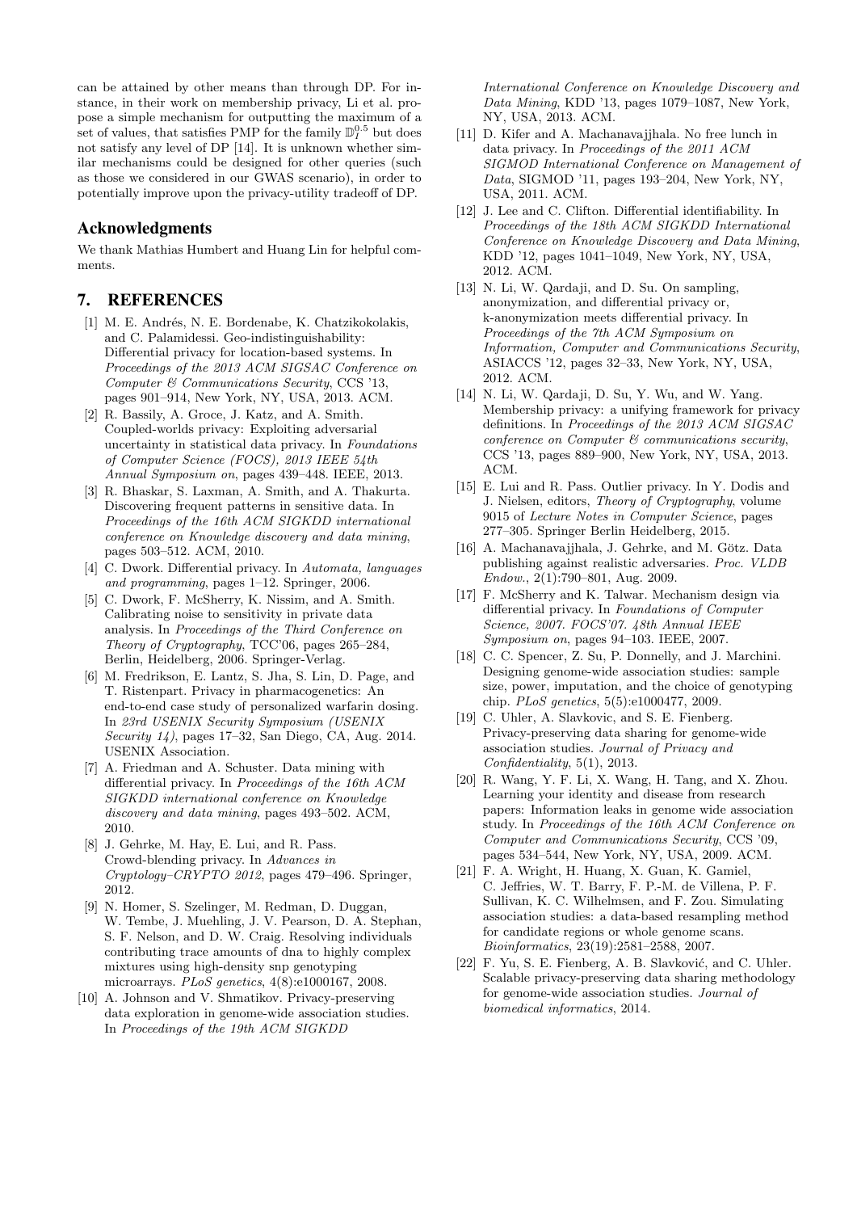can be attained by other means than through DP. For instance, in their work on membership privacy, Li et al. propose a simple mechanism for outputting the maximum of a set of values, that satisfies PMP for the family $\mathbb{D}_I^{0.5}$ but does not satisfy any level of DP [14]. It is unknown whether similar mechanisms could be designed for other queries (such as those we considered in our GWAS scenario), in order to potentially improve upon the privacy-utility tradeoff of DP.

## Acknowledgments

We thank Mathias Humbert and Huang Lin for helpful comments.

## 7. REFERENCES

[1] M. E. Andrés, N. E. Bordenabe, K. Chatzikokolakis, and C. Palamidessi. Geo-indistinguishability: Differential privacy for location-based systems. In *Proceedings of the 2013 ACM SIGSAC Conference on Computer & Communications Security*, CCS '13, pages 901–914, New York, NY, USA, 2013. ACM.

[2] R. Bassily, A. Groce, J. Katz, and A. Smith. Coupled-worlds privacy: Exploiting adversarial uncertainty in statistical data privacy. In *Foundations of Computer Science (FOCS), 2013 IEEE 54th Annual Symposium on*, pages 439–448. IEEE, 2013.

[3] R. Bhaskar, S. Laxman, A. Smith, and A. Thakurta. Discovering frequent patterns in sensitive data. In *Proceedings of the 16th ACM SIGKDD international conference on Knowledge discovery and data mining*, pages 503–512. ACM, 2010.

[4] C. Dwork. Differential privacy. In *Automata, languages and programming*, pages 1–12. Springer, 2006.

[5] C. Dwork, F. McSherry, K. Nissim, and A. Smith. Calibrating noise to sensitivity in private data analysis. In *Proceedings of the Third Conference on Theory of Cryptography*, TCC'06, pages 265–284, Berlin, Heidelberg, 2006. Springer-Verlag.

[6] M. Fredrikson, E. Lantz, S. Jha, S. Lin, D. Page, and T. Ristenpart. Privacy in pharmacogenetics: An end-to-end case study of personalized warfarin dosing. In *23rd USENIX Security Symposium (USENIX Security 14)*, pages 17–32, San Diego, CA, Aug. 2014. USENIX Association.

[7] A. Friedman and A. Schuster. Data mining with differential privacy. In *Proceedings of the 16th ACM SIGKDD international conference on Knowledge discovery and data mining*, pages 493–502. ACM, 2010.

[8] J. Gehrke, M. Hay, E. Lui, and R. Pass. Crowd-blending privacy. In *Advances in Cryptology–CRYPTO 2012*, pages 479–496. Springer, 2012.

[9] N. Homer, S. Szelinger, M. Redman, D. Duggan, W. Tembe, J. Muehling, J. V. Pearson, D. A. Stephan, S. F. Nelson, and D. W. Craig. Resolving individuals contributing trace amounts of dna to highly complex mixtures using high-density snp genotyping microarrays. *PLoS genetics*, 4(8):e1000167, 2008.

[10] A. Johnson and V. Shmatikov. Privacy-preserving data exploration in genome-wide association studies. In *Proceedings of the 19th ACM SIGKDD International Conference on Knowledge Discovery and Data Mining*, KDD '13, pages 1079–1087, New York, NY, USA, 2013. ACM.

[11] D. Kifer and A. Machanavajjhala. No free lunch in data privacy. In *Proceedings of the 2011 ACM SIGMOD International Conference on Management of Data*, SIGMOD '11, pages 193–204, New York, NY, USA, 2011. ACM.

[12] J. Lee and C. Clifton. Differential identifiability. In *Proceedings of the 18th ACM SIGKDD International Conference on Knowledge Discovery and Data Mining*, KDD '12, pages 1041–1049, New York, NY, USA, 2012. ACM.

[13] N. Li, W. Qardaji, and D. Su. On sampling, anonymization, and differential privacy or, k-anonymization meets differential privacy. In *Proceedings of the 7th ACM Symposium on Information, Computer and Communications Security*, ASIACCS '12, pages 32–33, New York, NY, USA, 2012. ACM.

[14] N. Li, W. Qardaji, D. Su, Y. Wu, and W. Yang. Membership privacy: a unifying framework for privacy definitions. In *Proceedings of the 2013 ACM SIGSAC conference on Computer & communications security*, CCS '13, pages 889–900, New York, NY, USA, 2013. ACM.

[15] E. Lui and R. Pass. Outlier privacy. In Y. Dodis and J. Nielsen, editors, *Theory of Cryptography*, volume 9015 of *Lecture Notes in Computer Science*, pages 277–305. Springer Berlin Heidelberg, 2015.

[16] A. Machanavajjhala, J. Gehrke, and M. Götz. Data publishing against realistic adversaries. *Proc. VLDB Endow.*, 2(1):790–801, Aug. 2009.

[17] F. McSherry and K. Talwar. Mechanism design via differential privacy. In *Foundations of Computer Science, 2007. FOCS'07. 48th Annual IEEE Symposium on*, pages 94–103. IEEE, 2007.

[18] C. C. Spencer, Z. Su, P. Donnelly, and J. Marchini. Designing genome-wide association studies: sample size, power, imputation, and the choice of genotyping chip. *PLoS genetics*, 5(5):e1000477, 2009.

[19] C. Uhler, A. Slavkovic, and S. E. Fienberg. Privacy-preserving data sharing for genome-wide association studies. *Journal of Privacy and Confidentiality*, 5(1), 2013.

[20] R. Wang, Y. F. Li, X. Wang, H. Tang, and X. Zhou. Learning your identity and disease from research papers: Information leaks in genome wide association study. In *Proceedings of the 16th ACM Conference on Computer and Communications Security*, CCS '09, pages 534–544, New York, NY, USA, 2009. ACM.

[21] F. A. Wright, H. Huang, X. Guan, K. Gamiel, C. Jeffries, W. T. Barry, F. P.-M. de Villena, P. F. Sullivan, K. C. Wilhelmsen, and F. Zou. Simulating association studies: a data-based resampling method for candidate regions or whole genome scans. *Bioinformatics*, 23(19):2581–2588, 2007.

[22] F. Yu, S. E. Fienberg, A. B. Slavković, and C. Uhler. Scalable privacy-preserving data sharing methodology for genome-wide association studies. *Journal of biomedical informatics*, 2014.